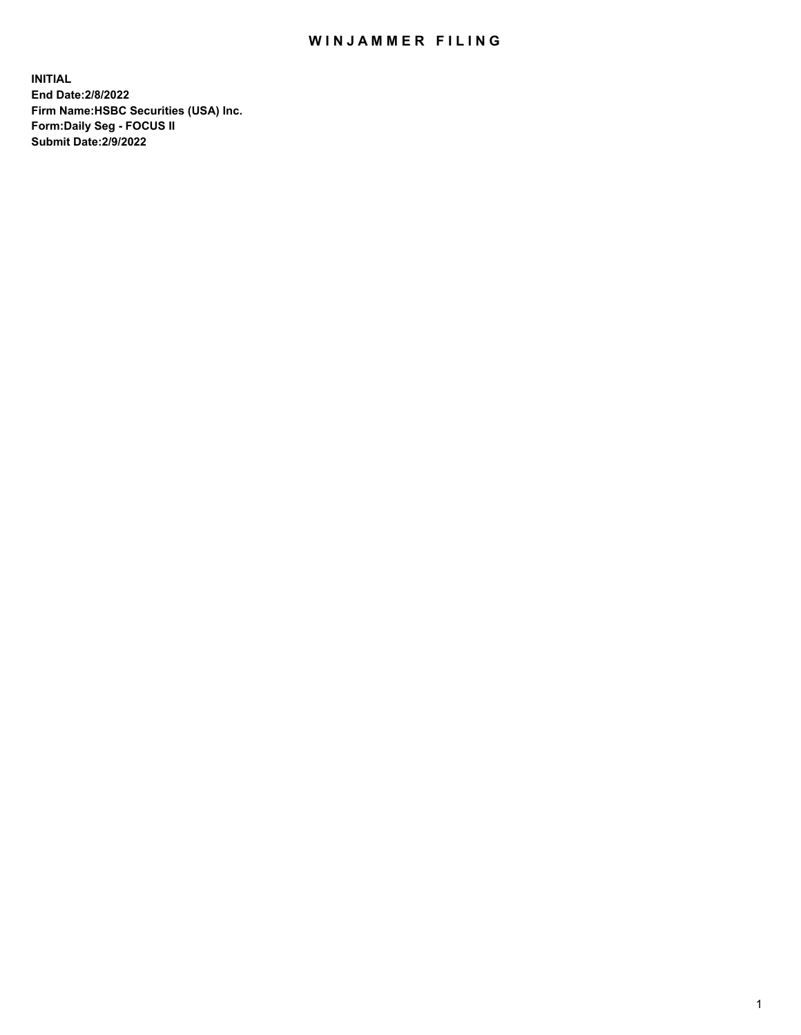# WINJAMMER FILING

**INITIAL**
**End Date:2/8/2022**
**Firm Name:HSBC Securities (USA) Inc.**
**Form:Daily Seg - FOCUS II**
**Submit Date:2/9/2022**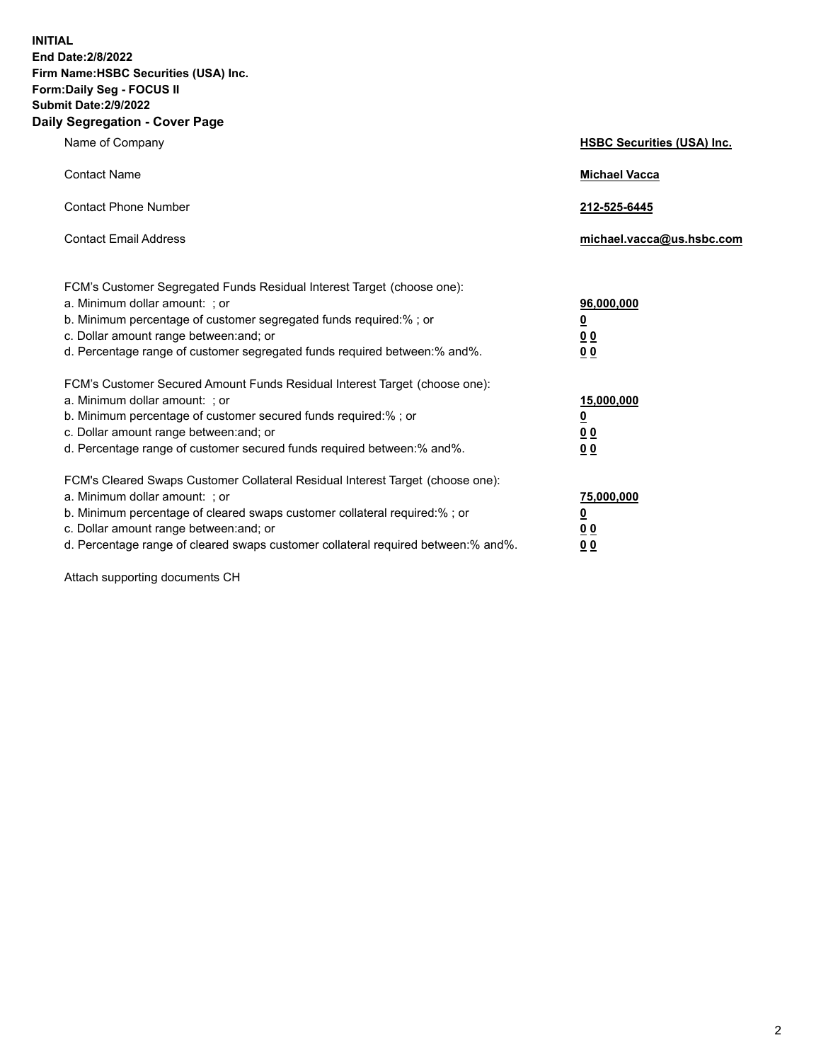**INITIAL**
**End Date:2/8/2022**
**Firm Name:HSBC Securities (USA) Inc.**
**Form:Daily Seg - FOCUS II**
**Submit Date:2/9/2022**

## Daily Segregation - Cover Page

| | |
|---|---|
| Name of Company | **HSBC Securities (USA) Inc.** |
| Contact Name | **Michael Vacca** |
| Contact Phone Number | **212-525-6445** |
| Contact Email Address | **michael.vacca@us.hsbc.com** |

| | |
|---|---|
| FCM's Customer Segregated Funds Residual Interest Target (choose one): | |
| a. Minimum dollar amount: ; or | **96,000,000** |
| b. Minimum percentage of customer segregated funds required:% ; or | **0** |
| c. Dollar amount range between:and; or | **0 0** |
| d. Percentage range of customer segregated funds required between:% and%. | **0 0** |
| FCM's Customer Secured Amount Funds Residual Interest Target (choose one): | |
| a. Minimum dollar amount: ; or | **15,000,000** |
| b. Minimum percentage of customer secured funds required:% ; or | **0** |
| c. Dollar amount range between:and; or | **0 0** |
| d. Percentage range of customer secured funds required between:% and%. | **0 0** |
| FCM's Cleared Swaps Customer Collateral Residual Interest Target (choose one): | |
| a. Minimum dollar amount: ; or | **75,000,000** |
| b. Minimum percentage of cleared swaps customer collateral required:% ; or | **0** |
| c. Dollar amount range between:and; or | **0 0** |
| d. Percentage range of cleared swaps customer collateral required between:% and%. | **0 0** |

Attach supporting documents CH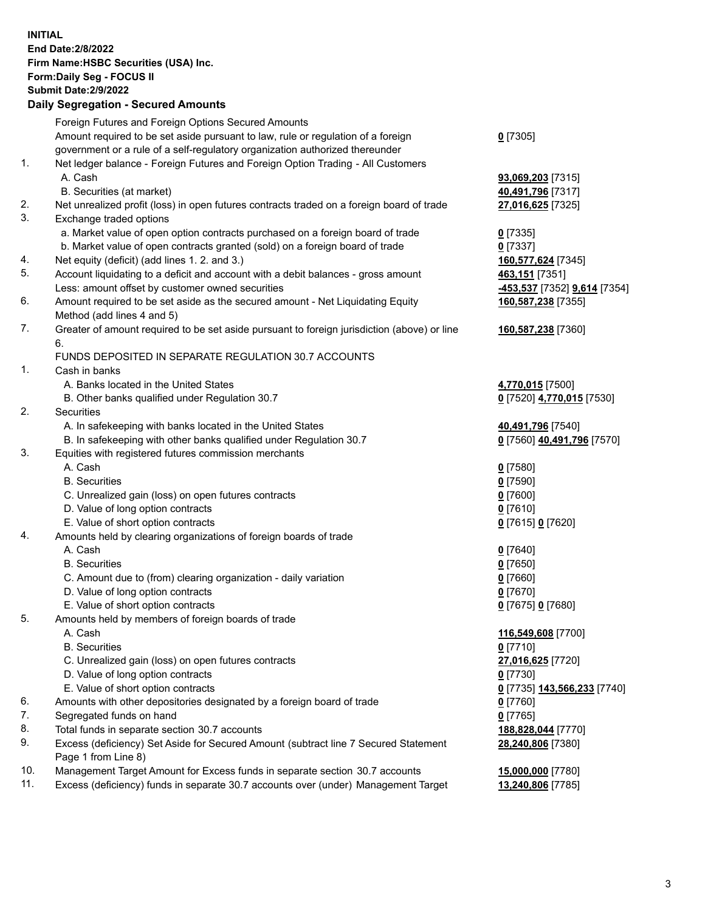**INITIAL**
**End Date:2/8/2022**
**Firm Name:HSBC Securities (USA) Inc.**
**Form:Daily Seg - FOCUS II**
**Submit Date:2/9/2022**

## Daily Segregation - Secured Amounts

| | | |
|---|---|---|
| | Foreign Futures and Foreign Options Secured Amounts | |
| | Amount required to be set aside pursuant to law, rule or regulation of a foreign government or a rule of a self-regulatory organization authorized thereunder | **0** [7305] |
| 1. | Net ledger balance - Foreign Futures and Foreign Option Trading - All Customers | |
| | A. Cash | **93,069,203** [7315] |
| | B. Securities (at market) | **40,491,796** [7317] |
| 2. | Net unrealized profit (loss) in open futures contracts traded on a foreign board of trade | **27,016,625** [7325] |
| 3. | Exchange traded options | |
| | a. Market value of open option contracts purchased on a foreign board of trade | **0** [7335] |
| | b. Market value of open contracts granted (sold) on a foreign board of trade | **0** [7337] |
| 4. | Net equity (deficit) (add lines 1. 2. and 3.) | **160,577,624** [7345] |
| 5. | Account liquidating to a deficit and account with a debit balances - gross amount | **463,151** [7351] |
| | Less: amount offset by customer owned securities | **-453,537** [7352] **9,614** [7354] |
| 6. | Amount required to be set aside as the secured amount - Net Liquidating Equity Method (add lines 4 and 5) | **160,587,238** [7355] |
| 7. | Greater of amount required to be set aside pursuant to foreign jurisdiction (above) or line 6. | **160,587,238** [7360] |
| | FUNDS DEPOSITED IN SEPARATE REGULATION 30.7 ACCOUNTS | |
| 1. | Cash in banks | |
| | A. Banks located in the United States | **4,770,015** [7500] |
| | B. Other banks qualified under Regulation 30.7 | **0** [7520] **4,770,015** [7530] |
| 2. | Securities | |
| | A. In safekeeping with banks located in the United States | **40,491,796** [7540] |
| | B. In safekeeping with other banks qualified under Regulation 30.7 | **0** [7560] **40,491,796** [7570] |
| 3. | Equities with registered futures commission merchants | |
| | A. Cash | **0** [7580] |
| | B. Securities | **0** [7590] |
| | C. Unrealized gain (loss) on open futures contracts | **0** [7600] |
| | D. Value of long option contracts | **0** [7610] |
| | E. Value of short option contracts | **0** [7615] **0** [7620] |
| 4. | Amounts held by clearing organizations of foreign boards of trade | |
| | A. Cash | **0** [7640] |
| | B. Securities | **0** [7650] |
| | C. Amount due to (from) clearing organization - daily variation | **0** [7660] |
| | D. Value of long option contracts | **0** [7670] |
| | E. Value of short option contracts | **0** [7675] **0** [7680] |
| 5. | Amounts held by members of foreign boards of trade | |
| | A. Cash | **116,549,608** [7700] |
| | B. Securities | **0** [7710] |
| | C. Unrealized gain (loss) on open futures contracts | **27,016,625** [7720] |
| | D. Value of long option contracts | **0** [7730] |
| | E. Value of short option contracts | **0** [7735] **143,566,233** [7740] |
| 6. | Amounts with other depositories designated by a foreign board of trade | **0** [7760] |
| 7. | Segregated funds on hand | **0** [7765] |
| 8. | Total funds in separate section 30.7 accounts | **188,828,044** [7770] |
| 9. | Excess (deficiency) Set Aside for Secured Amount (subtract line 7 Secured Statement Page 1 from Line 8) | **28,240,806** [7380] |
| 10. | Management Target Amount for Excess funds in separate section 30.7 accounts | **15,000,000** [7780] |
| 11. | Excess (deficiency) funds in separate 30.7 accounts over (under) Management Target | **13,240,806** [7785] |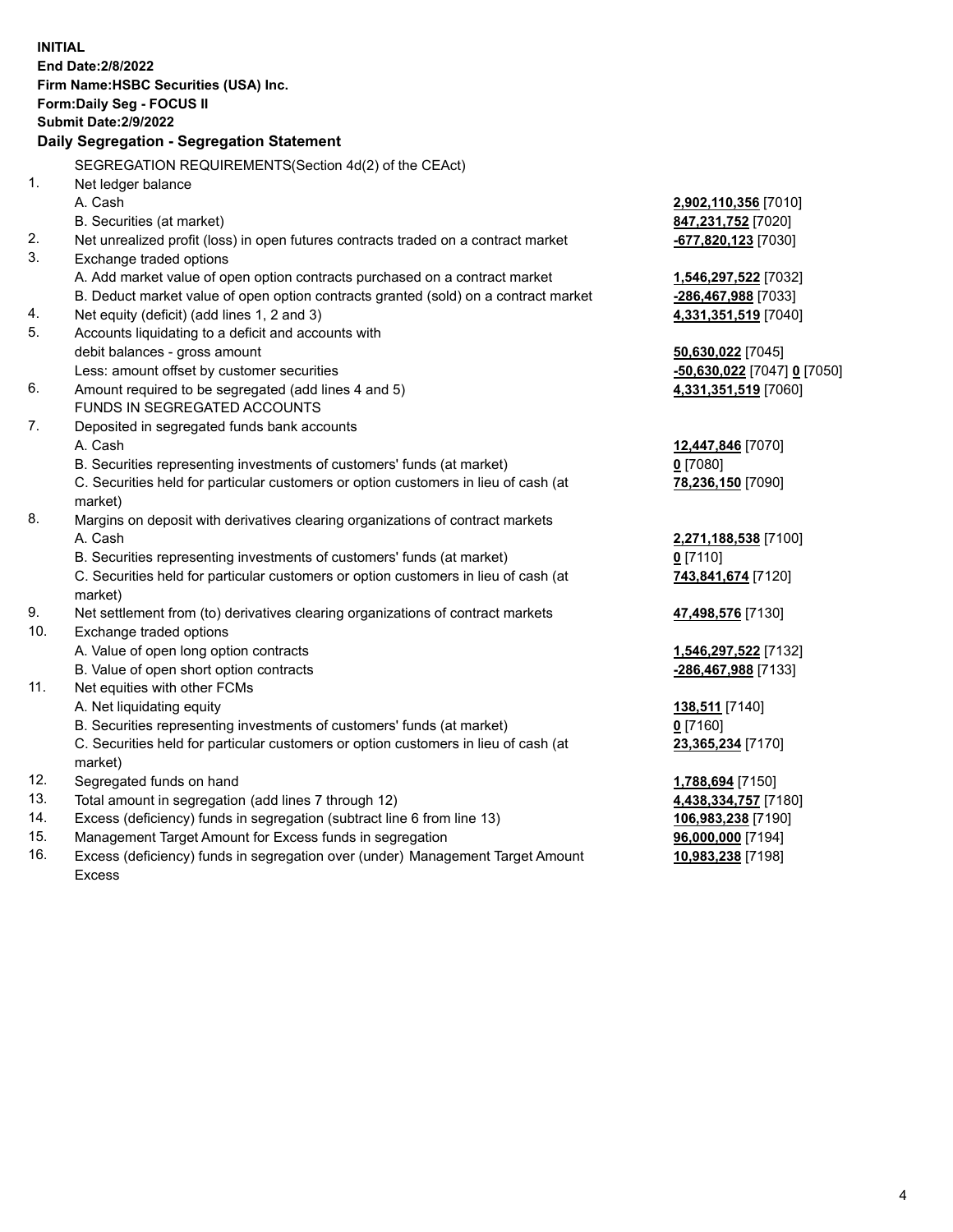**INITIAL**
**End Date:2/8/2022**
**Firm Name:HSBC Securities (USA) Inc.**
**Form:Daily Seg - FOCUS II**
**Submit Date:2/9/2022**

## Daily Segregation - Segregation Statement

SEGREGATION REQUIREMENTS(Section 4d(2) of the CEAct)

| | | |
|---|---|---|
| 1. | Net ledger balance | |
| | A. Cash | **2,902,110,356** [7010] |
| | B. Securities (at market) | **847,231,752** [7020] |
| 2. | Net unrealized profit (loss) in open futures contracts traded on a contract market | **-677,820,123** [7030] |
| 3. | Exchange traded options | |
| | A. Add market value of open option contracts purchased on a contract market | **1,546,297,522** [7032] |
| | B. Deduct market value of open option contracts granted (sold) on a contract market | **-286,467,988** [7033] |
| 4. | Net equity (deficit) (add lines 1, 2 and 3) | **4,331,351,519** [7040] |
| 5. | Accounts liquidating to a deficit and accounts with debit balances - gross amount | **50,630,022** [7045] |
| | Less: amount offset by customer securities | **-50,630,022** [7047] **0** [7050] |
| 6. | Amount required to be segregated (add lines 4 and 5) | **4,331,351,519** [7060] |
| | FUNDS IN SEGREGATED ACCOUNTS | |
| 7. | Deposited in segregated funds bank accounts | |
| | A. Cash | **12,447,846** [7070] |
| | B. Securities representing investments of customers' funds (at market) | **0** [7080] |
| | C. Securities held for particular customers or option customers in lieu of cash (at market) | **78,236,150** [7090] |
| 8. | Margins on deposit with derivatives clearing organizations of contract markets | |
| | A. Cash | **2,271,188,538** [7100] |
| | B. Securities representing investments of customers' funds (at market) | **0** [7110] |
| | C. Securities held for particular customers or option customers in lieu of cash (at market) | **743,841,674** [7120] |
| 9. | Net settlement from (to) derivatives clearing organizations of contract markets | **47,498,576** [7130] |
| 10. | Exchange traded options | |
| | A. Value of open long option contracts | **1,546,297,522** [7132] |
| | B. Value of open short option contracts | **-286,467,988** [7133] |
| 11. | Net equities with other FCMs | |
| | A. Net liquidating equity | **138,511** [7140] |
| | B. Securities representing investments of customers' funds (at market) | **0** [7160] |
| | C. Securities held for particular customers or option customers in lieu of cash (at market) | **23,365,234** [7170] |
| 12. | Segregated funds on hand | **1,788,694** [7150] |
| 13. | Total amount in segregation (add lines 7 through 12) | **4,438,334,757** [7180] |
| 14. | Excess (deficiency) funds in segregation (subtract line 6 from line 13) | **106,983,238** [7190] |
| 15. | Management Target Amount for Excess funds in segregation | **96,000,000** [7194] |
| 16. | Excess (deficiency) funds in segregation over (under) Management Target Amount Excess | **10,983,238** [7198] |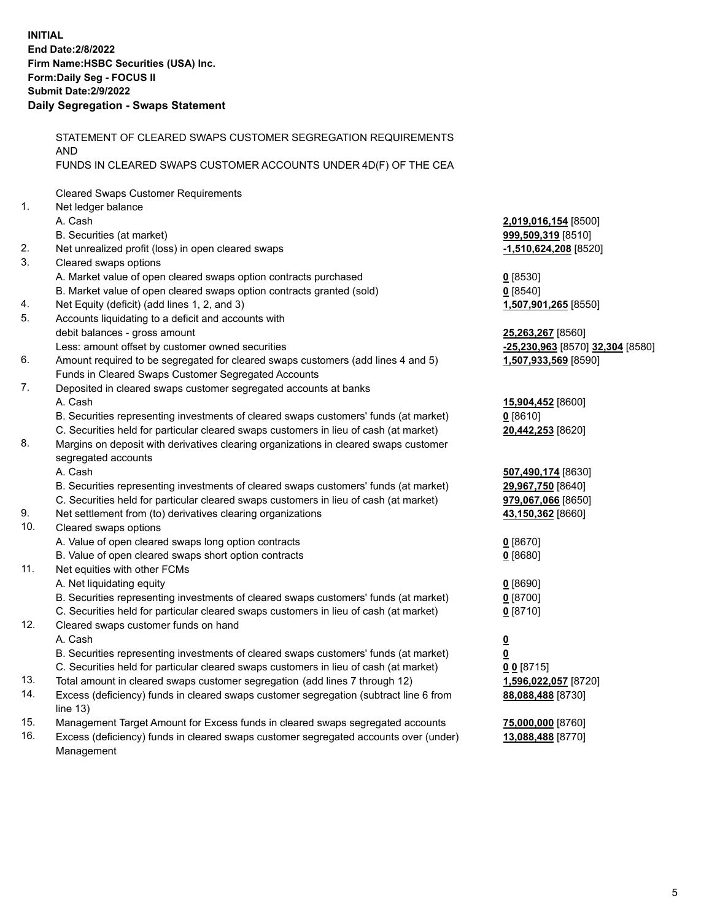**INITIAL**
**End Date:2/8/2022**
**Firm Name:HSBC Securities (USA) Inc.**
**Form:Daily Seg - FOCUS II**
**Submit Date:2/9/2022**
**Daily Segregation - Swaps Statement**

STATEMENT OF CLEARED SWAPS CUSTOMER SEGREGATION REQUIREMENTS AND
FUNDS IN CLEARED SWAPS CUSTOMER ACCOUNTS UNDER 4D(F) OF THE CEA

| | | |
|---|---|---|
| | Cleared Swaps Customer Requirements | |
| 1. | Net ledger balance | |
| | A. Cash | **2,019,016,154** [8500] |
| | B. Securities (at market) | **999,509,319** [8510] |
| 2. | Net unrealized profit (loss) in open cleared swaps | **-1,510,624,208** [8520] |
| 3. | Cleared swaps options | |
| | A. Market value of open cleared swaps option contracts purchased | **0** [8530] |
| | B. Market value of open cleared swaps option contracts granted (sold) | **0** [8540] |
| 4. | Net Equity (deficit) (add lines 1, 2, and 3) | **1,507,901,265** [8550] |
| 5. | Accounts liquidating to a deficit and accounts with | |
| | debit balances - gross amount | **25,263,267** [8560] |
| | Less: amount offset by customer owned securities | **-25,230,963** [8570] **32,304** [8580] |
| 6. | Amount required to be segregated for cleared swaps customers (add lines 4 and 5) | **1,507,933,569** [8590] |
| | Funds in Cleared Swaps Customer Segregated Accounts | |
| 7. | Deposited in cleared swaps customer segregated accounts at banks | |
| | A. Cash | **15,904,452** [8600] |
| | B. Securities representing investments of cleared swaps customers' funds (at market) | **0** [8610] |
| | C. Securities held for particular cleared swaps customers in lieu of cash (at market) | **20,442,253** [8620] |
| 8. | Margins on deposit with derivatives clearing organizations in cleared swaps customer segregated accounts | |
| | A. Cash | **507,490,174** [8630] |
| | B. Securities representing investments of cleared swaps customers' funds (at market) | **29,967,750** [8640] |
| | C. Securities held for particular cleared swaps customers in lieu of cash (at market) | **979,067,066** [8650] |
| 9. | Net settlement from (to) derivatives clearing organizations | **43,150,362** [8660] |
| 10. | Cleared swaps options | |
| | A. Value of open cleared swaps long option contracts | **0** [8670] |
| | B. Value of open cleared swaps short option contracts | **0** [8680] |
| 11. | Net equities with other FCMs | |
| | A. Net liquidating equity | **0** [8690] |
| | B. Securities representing investments of cleared swaps customers' funds (at market) | **0** [8700] |
| | C. Securities held for particular cleared swaps customers in lieu of cash (at market) | **0** [8710] |
| 12. | Cleared swaps customer funds on hand | |
| | A. Cash | **0** |
| | B. Securities representing investments of cleared swaps customers' funds (at market) | **0** |
| | C. Securities held for particular cleared swaps customers in lieu of cash (at market) | **0** **0** [8715] |
| 13. | Total amount in cleared swaps customer segregation (add lines 7 through 12) | **1,596,022,057** [8720] |
| 14. | Excess (deficiency) funds in cleared swaps customer segregation (subtract line 6 from line 13) | **88,088,488** [8730] |
| 15. | Management Target Amount for Excess funds in cleared swaps segregated accounts | **75,000,000** [8760] |
| 16. | Excess (deficiency) funds in cleared swaps customer segregated accounts over (under) Management | **13,088,488** [8770] |